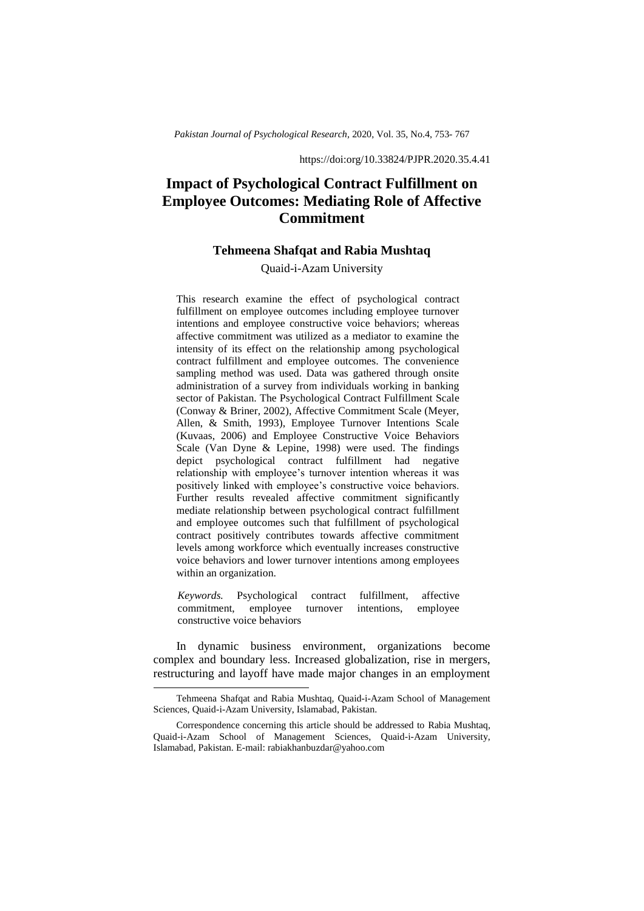https://doi:org/10.33824/PJPR.2020.35.4.41

# Impact of Psychological Contract Fulfillment on Employee Outcomes: Mediating Role of Affective Commitment

**Tehmeena Shafqat and Rabia Mushtaq**

Quaid-i-Azam University

This research examine the effect of psychological contract fulfillment on employee outcomes including employee turnover intentions and employee constructive voice behaviors; whereas affective commitment was utilized as a mediator to examine the intensity of its effect on the relationship among psychological contract fulfillment and employee outcomes. The convenience sampling method was used. Data was gathered through onsite administration of a survey from individuals working in banking sector of Pakistan. The Psychological Contract Fulfillment Scale (Conway & Briner, 2002), Affective Commitment Scale (Meyer, Allen, & Smith, 1993), Employee Turnover Intentions Scale (Kuvaas, 2006) and Employee Constructive Voice Behaviors Scale (Van Dyne & Lepine, 1998) were used. The findings depict psychological contract fulfillment had negative relationship with employee's turnover intention whereas it was positively linked with employee's constructive voice behaviors. Further results revealed affective commitment significantly mediate relationship between psychological contract fulfillment and employee outcomes such that fulfillment of psychological contract positively contributes towards affective commitment levels among workforce which eventually increases constructive voice behaviors and lower turnover intentions among employees within an organization.

*Keywords.* Psychological contract fulfillment, affective commitment, employee turnover intentions, employee constructive voice behaviors

In dynamic business environment, organizations become complex and boundary less. Increased globalization, rise in mergers, restructuring and layoff have made major changes in an employment

---

Tehmeena Shafqat and Rabia Mushtaq, Quaid-i-Azam School of Management Sciences, Quaid-i-Azam University, Islamabad, Pakistan.

Correspondence concerning this article should be addressed to Rabia Mushtaq, Quaid-i-Azam School of Management Sciences, Quaid-i-Azam University, Islamabad, Pakistan. E-mail: rabiakhanbuzdar@yahoo.com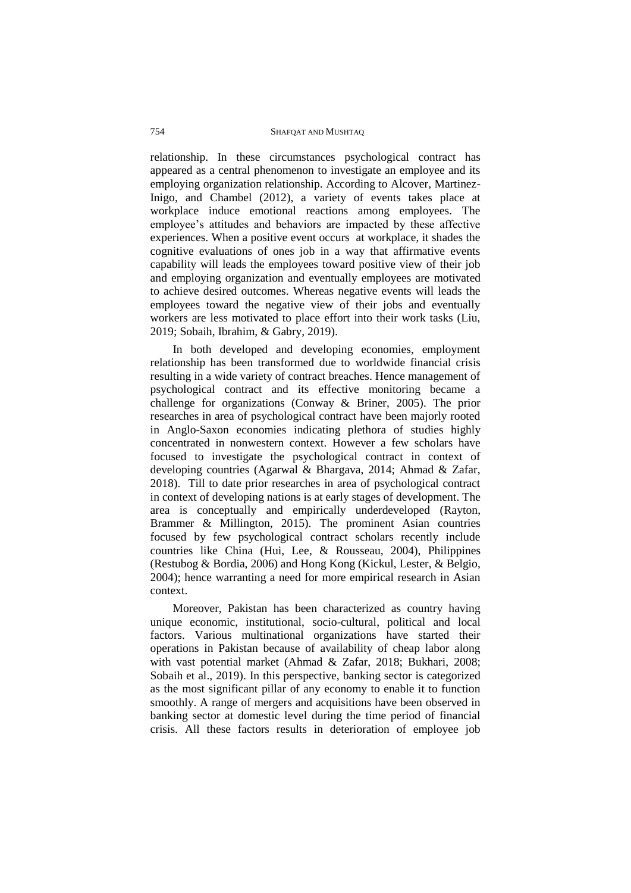relationship. In these circumstances psychological contract has appeared as a central phenomenon to investigate an employee and its employing organization relationship. According to Alcover, Martinez-Inigo, and Chambel (2012), a variety of events takes place at workplace induce emotional reactions among employees. The employee's attitudes and behaviors are impacted by these affective experiences. When a positive event occurs at workplace, it shades the cognitive evaluations of ones job in a way that affirmative events capability will leads the employees toward positive view of their job and employing organization and eventually employees are motivated to achieve desired outcomes. Whereas negative events will leads the employees toward the negative view of their jobs and eventually workers are less motivated to place effort into their work tasks (Liu, 2019; Sobaih, Ibrahim, & Gabry, 2019).

In both developed and developing economies, employment relationship has been transformed due to worldwide financial crisis resulting in a wide variety of contract breaches. Hence management of psychological contract and its effective monitoring became a challenge for organizations (Conway & Briner, 2005). The prior researches in area of psychological contract have been majorly rooted in Anglo-Saxon economies indicating plethora of studies highly concentrated in nonwestern context. However a few scholars have focused to investigate the psychological contract in context of developing countries (Agarwal & Bhargava, 2014; Ahmad & Zafar, 2018). Till to date prior researches in area of psychological contract in context of developing nations is at early stages of development. The area is conceptually and empirically underdeveloped (Rayton, Brammer & Millington, 2015). The prominent Asian countries focused by few psychological contract scholars recently include countries like China (Hui, Lee, & Rousseau, 2004), Philippines (Restubog & Bordia, 2006) and Hong Kong (Kickul, Lester, & Belgio, 2004); hence warranting a need for more empirical research in Asian context.

Moreover, Pakistan has been characterized as country having unique economic, institutional, socio-cultural, political and local factors. Various multinational organizations have started their operations in Pakistan because of availability of cheap labor along with vast potential market (Ahmad & Zafar, 2018; Bukhari, 2008; Sobaih et al., 2019). In this perspective, banking sector is categorized as the most significant pillar of any economy to enable it to function smoothly. A range of mergers and acquisitions have been observed in banking sector at domestic level during the time period of financial crisis. All these factors results in deterioration of employee job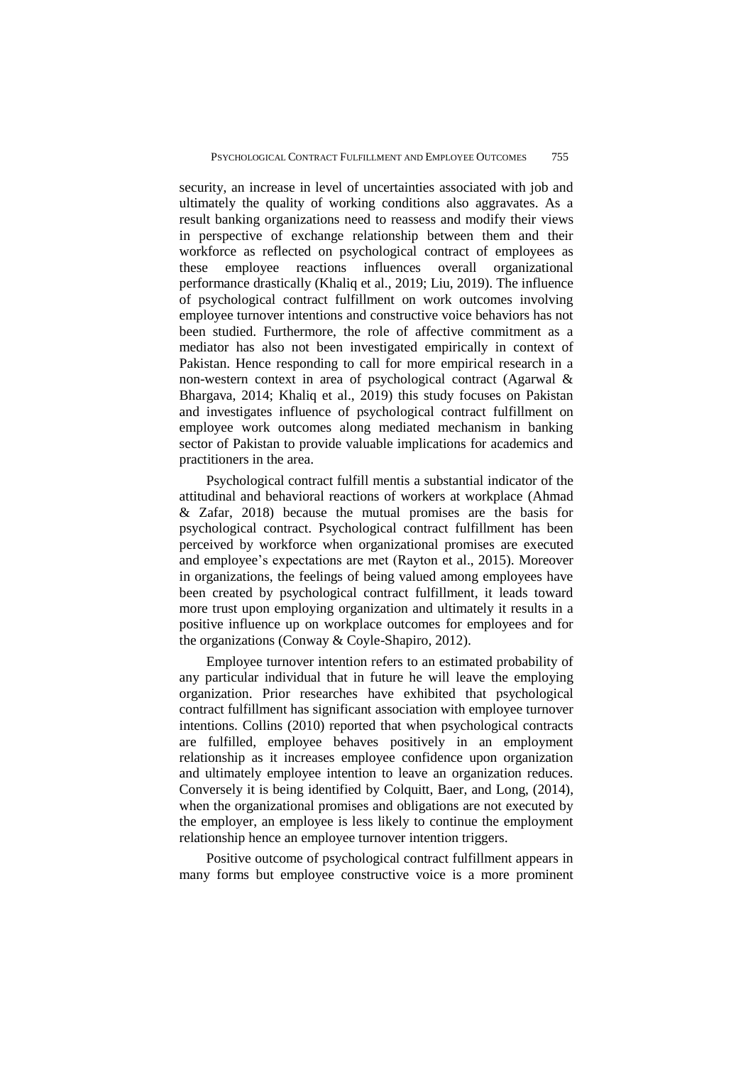security, an increase in level of uncertainties associated with job and ultimately the quality of working conditions also aggravates. As a result banking organizations need to reassess and modify their views in perspective of exchange relationship between them and their workforce as reflected on psychological contract of employees as these employee reactions influences overall organizational performance drastically (Khaliq et al., 2019; Liu, 2019). The influence of psychological contract fulfillment on work outcomes involving employee turnover intentions and constructive voice behaviors has not been studied. Furthermore, the role of affective commitment as a mediator has also not been investigated empirically in context of Pakistan. Hence responding to call for more empirical research in a non-western context in area of psychological contract (Agarwal & Bhargava, 2014; Khaliq et al., 2019) this study focuses on Pakistan and investigates influence of psychological contract fulfillment on employee work outcomes along mediated mechanism in banking sector of Pakistan to provide valuable implications for academics and practitioners in the area.

Psychological contract fulfill mentis a substantial indicator of the attitudinal and behavioral reactions of workers at workplace (Ahmad & Zafar, 2018) because the mutual promises are the basis for psychological contract. Psychological contract fulfillment has been perceived by workforce when organizational promises are executed and employee's expectations are met (Rayton et al., 2015). Moreover in organizations, the feelings of being valued among employees have been created by psychological contract fulfillment, it leads toward more trust upon employing organization and ultimately it results in a positive influence up on workplace outcomes for employees and for the organizations (Conway & Coyle-Shapiro, 2012).

Employee turnover intention refers to an estimated probability of any particular individual that in future he will leave the employing organization. Prior researches have exhibited that psychological contract fulfillment has significant association with employee turnover intentions. Collins (2010) reported that when psychological contracts are fulfilled, employee behaves positively in an employment relationship as it increases employee confidence upon organization and ultimately employee intention to leave an organization reduces. Conversely it is being identified by Colquitt, Baer, and Long, (2014), when the organizational promises and obligations are not executed by the employer, an employee is less likely to continue the employment relationship hence an employee turnover intention triggers.

Positive outcome of psychological contract fulfillment appears in many forms but employee constructive voice is a more prominent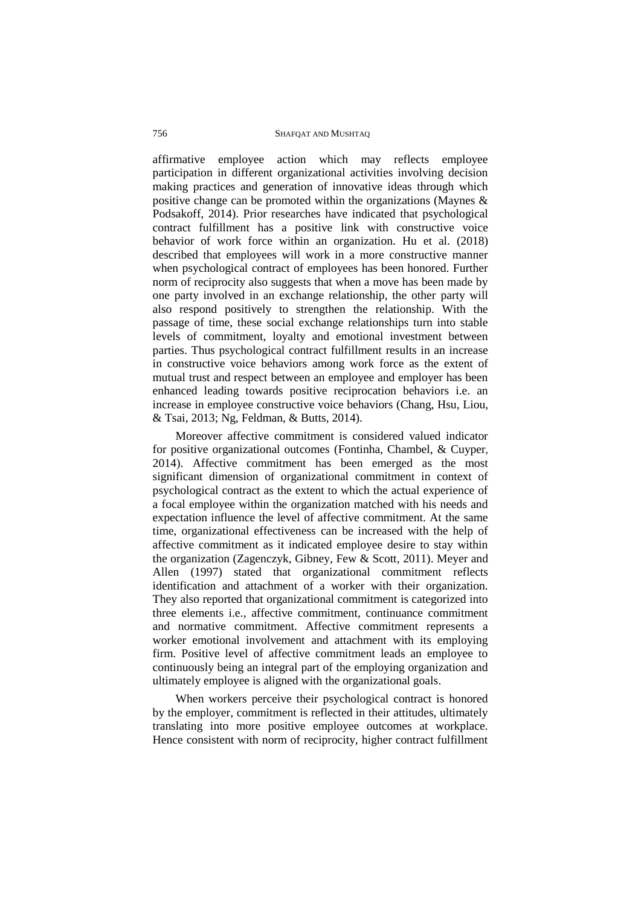affirmative employee action which may reflects employee participation in different organizational activities involving decision making practices and generation of innovative ideas through which positive change can be promoted within the organizations (Maynes & Podsakoff, 2014). Prior researches have indicated that psychological contract fulfillment has a positive link with constructive voice behavior of work force within an organization. Hu et al. (2018) described that employees will work in a more constructive manner when psychological contract of employees has been honored. Further norm of reciprocity also suggests that when a move has been made by one party involved in an exchange relationship, the other party will also respond positively to strengthen the relationship. With the passage of time, these social exchange relationships turn into stable levels of commitment, loyalty and emotional investment between parties. Thus psychological contract fulfillment results in an increase in constructive voice behaviors among work force as the extent of mutual trust and respect between an employee and employer has been enhanced leading towards positive reciprocation behaviors i.e. an increase in employee constructive voice behaviors (Chang, Hsu, Liou, & Tsai, 2013; Ng, Feldman, & Butts, 2014).

Moreover affective commitment is considered valued indicator for positive organizational outcomes (Fontinha, Chambel, & Cuyper, 2014). Affective commitment has been emerged as the most significant dimension of organizational commitment in context of psychological contract as the extent to which the actual experience of a focal employee within the organization matched with his needs and expectation influence the level of affective commitment. At the same time, organizational effectiveness can be increased with the help of affective commitment as it indicated employee desire to stay within the organization (Zagenczyk, Gibney, Few & Scott, 2011). Meyer and Allen (1997) stated that organizational commitment reflects identification and attachment of a worker with their organization. They also reported that organizational commitment is categorized into three elements i.e., affective commitment, continuance commitment and normative commitment. Affective commitment represents a worker emotional involvement and attachment with its employing firm. Positive level of affective commitment leads an employee to continuously being an integral part of the employing organization and ultimately employee is aligned with the organizational goals.

When workers perceive their psychological contract is honored by the employer, commitment is reflected in their attitudes, ultimately translating into more positive employee outcomes at workplace. Hence consistent with norm of reciprocity, higher contract fulfillment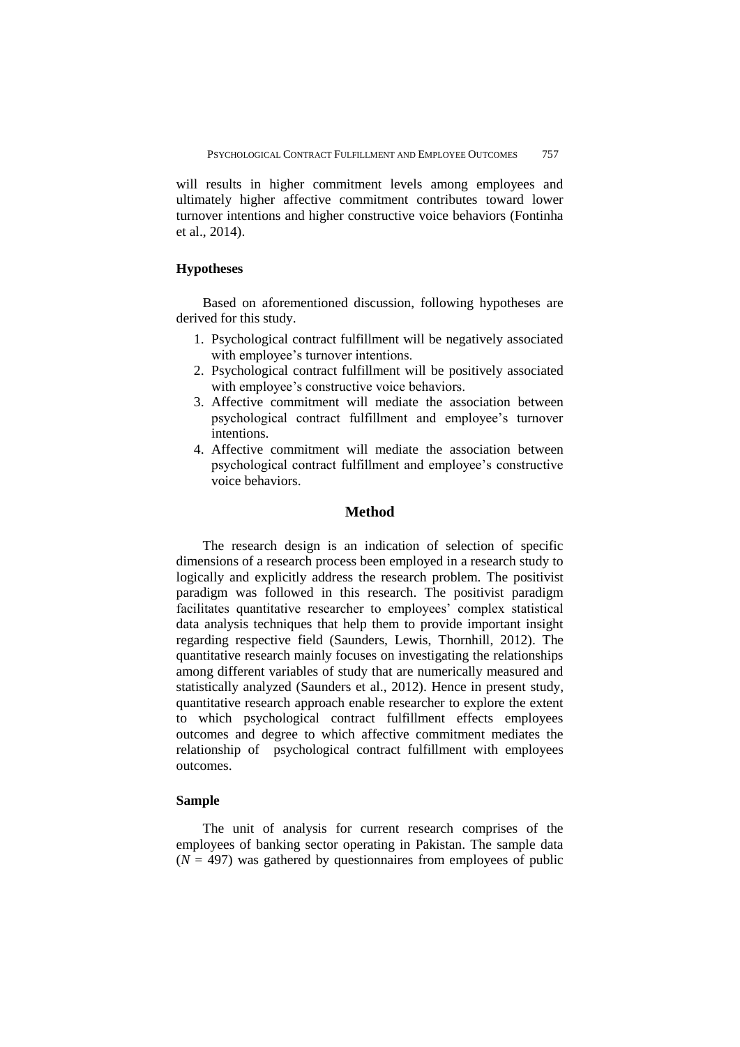will results in higher commitment levels among employees and ultimately higher affective commitment contributes toward lower turnover intentions and higher constructive voice behaviors (Fontinha et al., 2014).

### Hypotheses

Based on aforementioned discussion, following hypotheses are derived for this study.

1. Psychological contract fulfillment will be negatively associated with employee's turnover intentions.
2. Psychological contract fulfillment will be positively associated with employee's constructive voice behaviors.
3. Affective commitment will mediate the association between psychological contract fulfillment and employee's turnover intentions.
4. Affective commitment will mediate the association between psychological contract fulfillment and employee's constructive voice behaviors.

## Method

The research design is an indication of selection of specific dimensions of a research process been employed in a research study to logically and explicitly address the research problem. The positivist paradigm was followed in this research. The positivist paradigm facilitates quantitative researcher to employees' complex statistical data analysis techniques that help them to provide important insight regarding respective field (Saunders, Lewis, Thornhill, 2012). The quantitative research mainly focuses on investigating the relationships among different variables of study that are numerically measured and statistically analyzed (Saunders et al., 2012). Hence in present study, quantitative research approach enable researcher to explore the extent to which psychological contract fulfillment effects employees outcomes and degree to which affective commitment mediates the relationship of psychological contract fulfillment with employees outcomes.

### Sample

The unit of analysis for current research comprises of the employees of banking sector operating in Pakistan. The sample data ($N$ = 497) was gathered by questionnaires from employees of public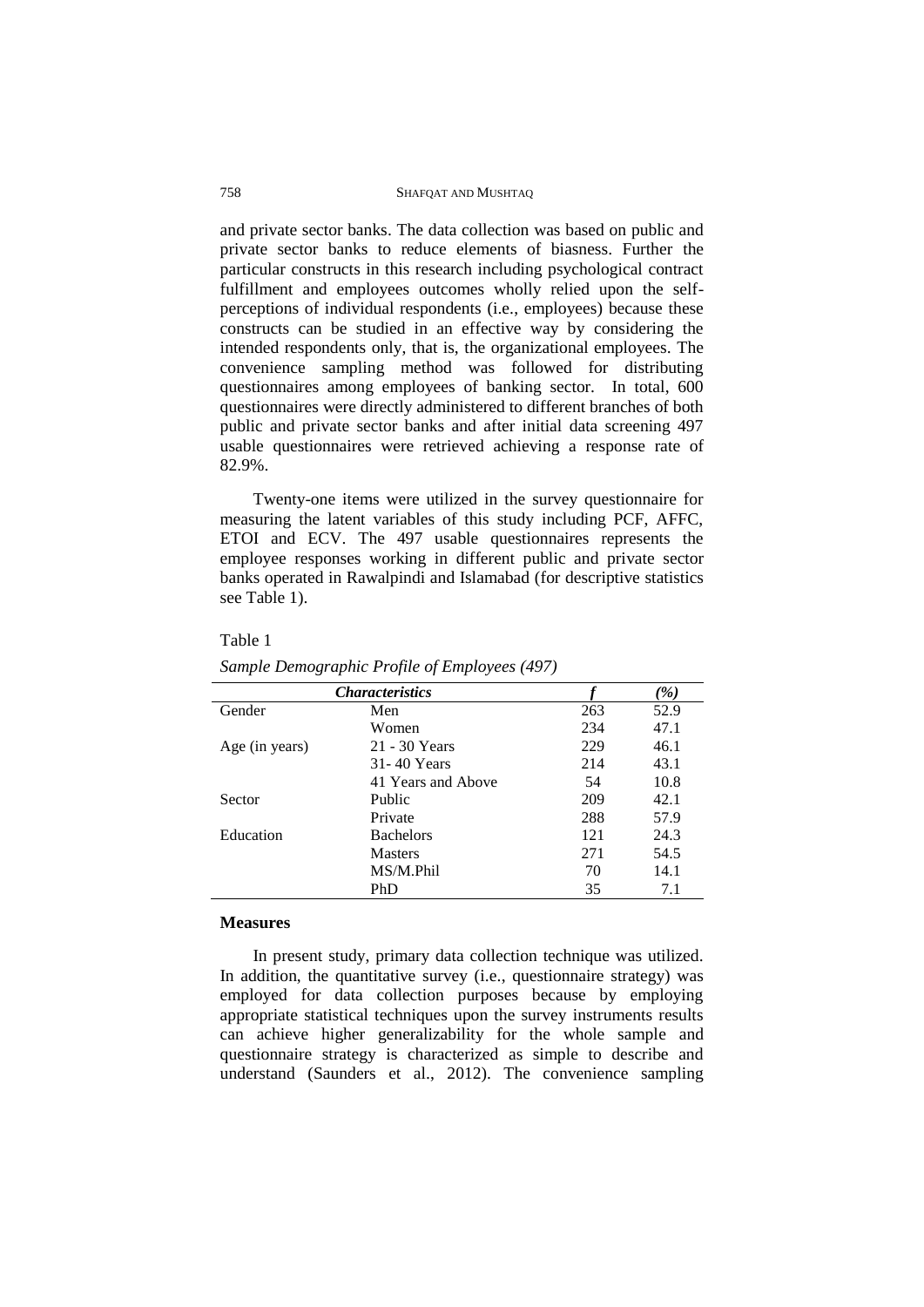and private sector banks. The data collection was based on public and private sector banks to reduce elements of biasness. Further the particular constructs in this research including psychological contract fulfillment and employees outcomes wholly relied upon the self-perceptions of individual respondents (i.e., employees) because these constructs can be studied in an effective way by considering the intended respondents only, that is, the organizational employees. The convenience sampling method was followed for distributing questionnaires among employees of banking sector. In total, 600 questionnaires were directly administered to different branches of both public and private sector banks and after initial data screening 497 usable questionnaires were retrieved achieving a response rate of 82.9%.

Twenty-one items were utilized in the survey questionnaire for measuring the latent variables of this study including PCF, AFFC, ETOI and ECV. The 497 usable questionnaires represents the employee responses working in different public and private sector banks operated in Rawalpindi and Islamabad (for descriptive statistics see Table 1).

Table 1

*Sample Demographic Profile of Employees (497)*

| ***Characteristics*** | | ***f*** | ***(%)*** |
|---|---|---|---|
| Gender | Men | 263 | 52.9 |
| | Women | 234 | 47.1 |
| Age (in years) | 21 - 30 Years | 229 | 46.1 |
| | 31- 40 Years | 214 | 43.1 |
| | 41 Years and Above | 54 | 10.8 |
| Sector | Public | 209 | 42.1 |
| | Private | 288 | 57.9 |
| Education | Bachelors | 121 | 24.3 |
| | Masters | 271 | 54.5 |
| | MS/M.Phil | 70 | 14.1 |
| | PhD | 35 | 7.1 |

### Measures

In present study, primary data collection technique was utilized. In addition, the quantitative survey (i.e., questionnaire strategy) was employed for data collection purposes because by employing appropriate statistical techniques upon the survey instruments results can achieve higher generalizability for the whole sample and questionnaire strategy is characterized as simple to describe and understand (Saunders et al., 2012). The convenience sampling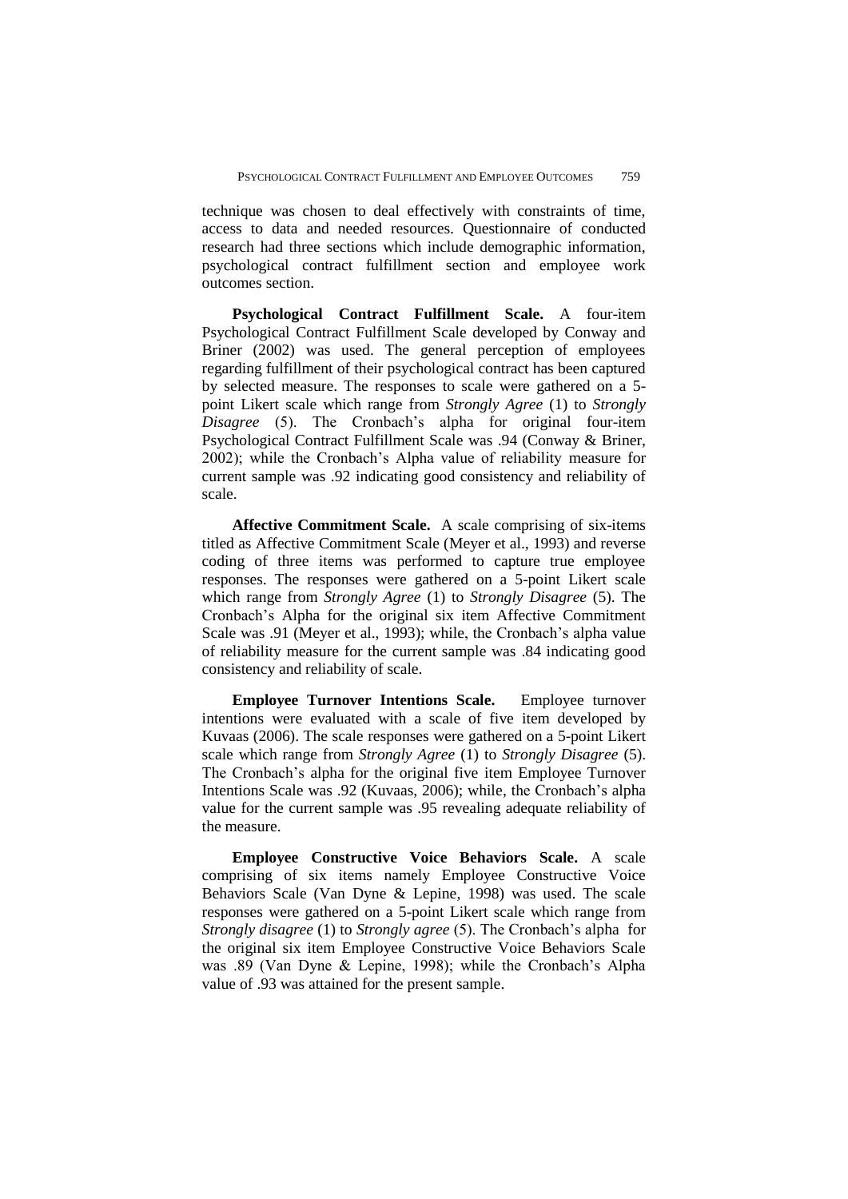technique was chosen to deal effectively with constraints of time, access to data and needed resources. Questionnaire of conducted research had three sections which include demographic information, psychological contract fulfillment section and employee work outcomes section.

**Psychological Contract Fulfillment Scale.** A four-item Psychological Contract Fulfillment Scale developed by Conway and Briner (2002) was used. The general perception of employees regarding fulfillment of their psychological contract has been captured by selected measure. The responses to scale were gathered on a 5-point Likert scale which range from *Strongly Agree* (1) to *Strongly Disagree* (5). The Cronbach's alpha for original four-item Psychological Contract Fulfillment Scale was .94 (Conway & Briner, 2002); while the Cronbach's Alpha value of reliability measure for current sample was .92 indicating good consistency and reliability of scale.

**Affective Commitment Scale.** A scale comprising of six-items titled as Affective Commitment Scale (Meyer et al., 1993) and reverse coding of three items was performed to capture true employee responses. The responses were gathered on a 5-point Likert scale which range from *Strongly Agree* (1) to *Strongly Disagree* (5). The Cronbach's Alpha for the original six item Affective Commitment Scale was .91 (Meyer et al., 1993); while, the Cronbach's alpha value of reliability measure for the current sample was .84 indicating good consistency and reliability of scale.

**Employee Turnover Intentions Scale.** Employee turnover intentions were evaluated with a scale of five item developed by Kuvaas (2006). The scale responses were gathered on a 5-point Likert scale which range from *Strongly Agree* (1) to *Strongly Disagree* (5). The Cronbach's alpha for the original five item Employee Turnover Intentions Scale was .92 (Kuvaas, 2006); while, the Cronbach's alpha value for the current sample was .95 revealing adequate reliability of the measure.

**Employee Constructive Voice Behaviors Scale.** A scale comprising of six items namely Employee Constructive Voice Behaviors Scale (Van Dyne & Lepine, 1998) was used. The scale responses were gathered on a 5-point Likert scale which range from *Strongly disagree* (1) to *Strongly agree* (5). The Cronbach's alpha for the original six item Employee Constructive Voice Behaviors Scale was .89 (Van Dyne & Lepine, 1998); while the Cronbach's Alpha value of .93 was attained for the present sample.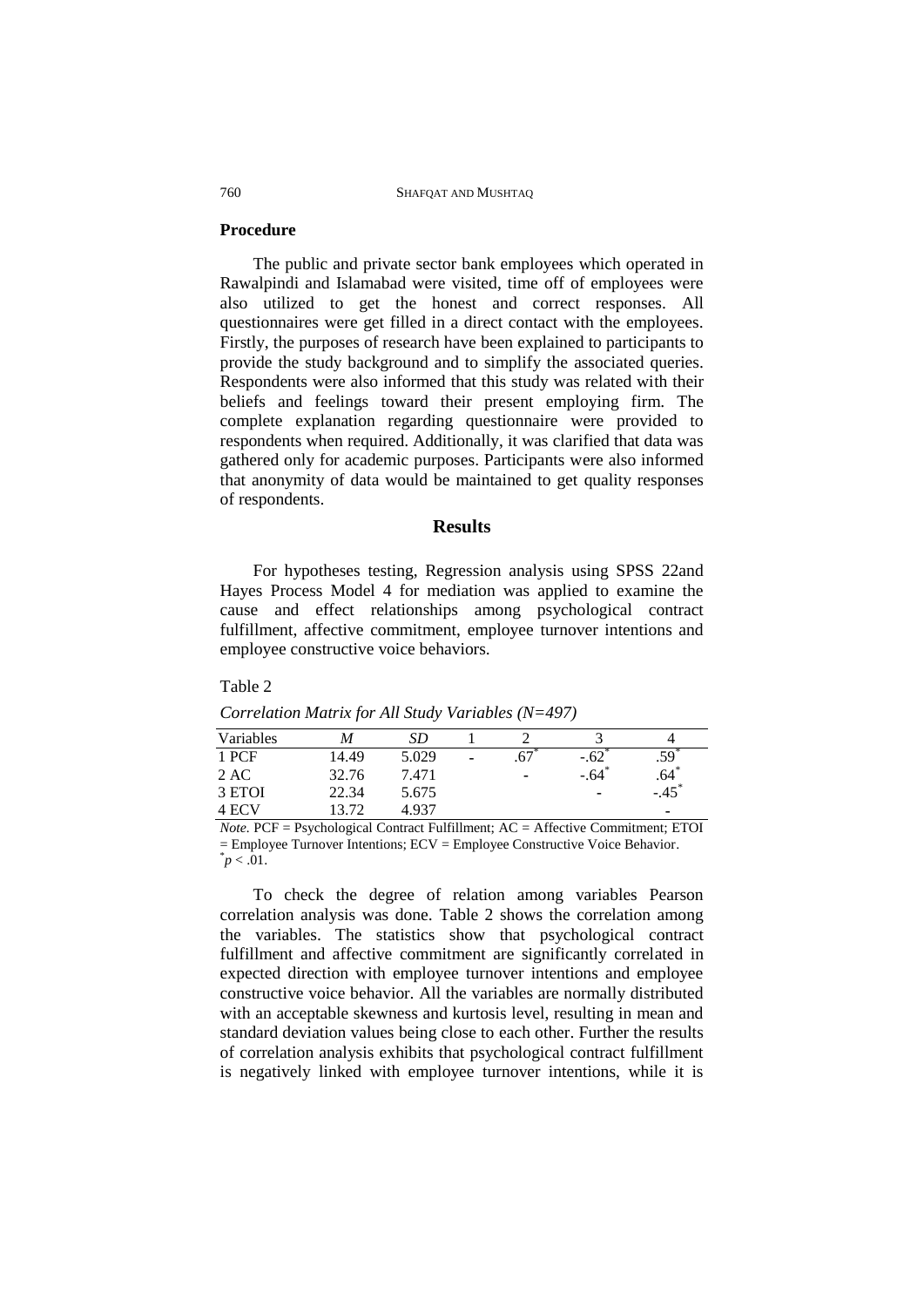## Procedure

The public and private sector bank employees which operated in Rawalpindi and Islamabad were visited, time off of employees were also utilized to get the honest and correct responses. All questionnaires were get filled in a direct contact with the employees. Firstly, the purposes of research have been explained to participants to provide the study background and to simplify the associated queries. Respondents were also informed that this study was related with their beliefs and feelings toward their present employing firm. The complete explanation regarding questionnaire were provided to respondents when required. Additionally, it was clarified that data was gathered only for academic purposes. Participants were also informed that anonymity of data would be maintained to get quality responses of respondents.

## Results

For hypotheses testing, Regression analysis using SPSS 22and Hayes Process Model 4 for mediation was applied to examine the cause and effect relationships among psychological contract fulfillment, affective commitment, employee turnover intentions and employee constructive voice behaviors.

Table 2

*Correlation Matrix for All Study Variables (N=497)*

| Variables | *M* | *SD* | 1 | 2 | 3 | 4 |
|---|---|---|---|---|---|---|
| 1 PCF | 14.49 | 5.029 | - | .67* | -.62* | .59* |
| 2 AC | 32.76 | 7.471 | | - | -.64* | .64* |
| 3 ETOI | 22.34 | 5.675 | | | - | -.45* |
| 4 ECV | 13.72 | 4.937 | | | | - |

*Note.* PCF = Psychological Contract Fulfillment; AC = Affective Commitment; ETOI = Employee Turnover Intentions; ECV = Employee Constructive Voice Behavior.
*$p < .01$.

To check the degree of relation among variables Pearson correlation analysis was done. Table 2 shows the correlation among the variables. The statistics show that psychological contract fulfillment and affective commitment are significantly correlated in expected direction with employee turnover intentions and employee constructive voice behavior. All the variables are normally distributed with an acceptable skewness and kurtosis level, resulting in mean and standard deviation values being close to each other. Further the results of correlation analysis exhibits that psychological contract fulfillment is negatively linked with employee turnover intentions, while it is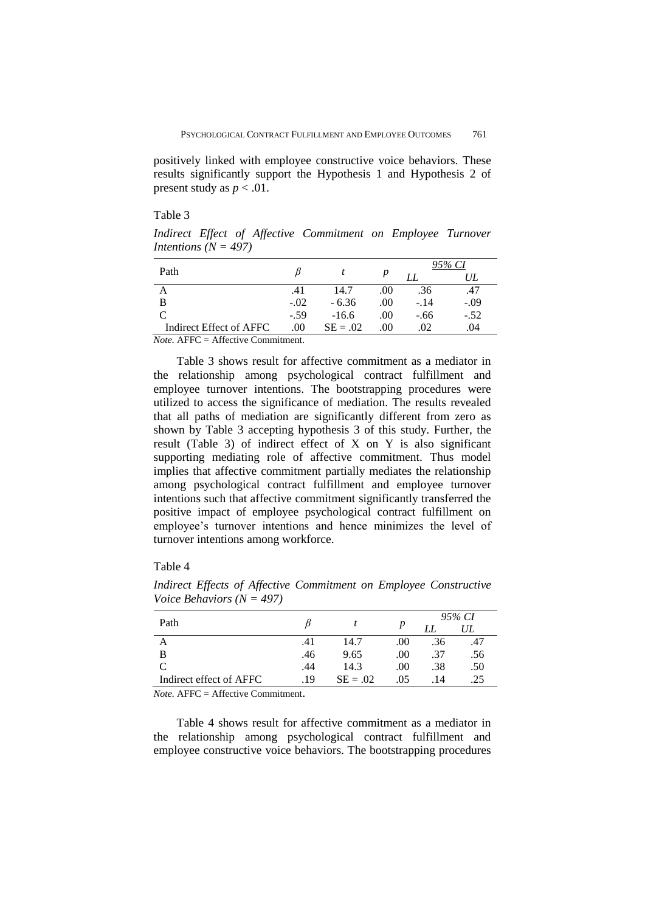positively linked with employee constructive voice behaviors. These results significantly support the Hypothesis 1 and Hypothesis 2 of present study as $p < .01$.

Table 3

*Indirect Effect of Affective Commitment on Employee Turnover Intentions (N = 497)*

| Path | $\beta$ | $t$ | $p$ | 95% CI | |
|---|---|---|---|---|---|
| | | | | *LL* | *UL* |
| A | .41 | 14.7 | .00 | .36 | .47 |
| B | -.02 | - 6.36 | .00 | -.14 | -.09 |
| C | -.59 | -16.6 | .00 | -.66 | -.52 |
| Indirect Effect of AFFC | .00 | SE = .02 | .00 | .02 | .04 |

*Note.* AFFC = Affective Commitment.

Table 3 shows result for affective commitment as a mediator in the relationship among psychological contract fulfillment and employee turnover intentions. The bootstrapping procedures were utilized to access the significance of mediation. The results revealed that all paths of mediation are significantly different from zero as shown by Table 3 accepting hypothesis 3 of this study. Further, the result (Table 3) of indirect effect of X on Y is also significant supporting mediating role of affective commitment. Thus model implies that affective commitment partially mediates the relationship among psychological contract fulfillment and employee turnover intentions such that affective commitment significantly transferred the positive impact of employee psychological contract fulfillment on employee's turnover intentions and hence minimizes the level of turnover intentions among workforce.

Table 4

*Indirect Effects of Affective Commitment on Employee Constructive Voice Behaviors (N = 497)*

| Path | $\beta$ | $t$ | $p$ | 95% CI | |
|---|---|---|---|---|---|
| | | | | *LL* | *UL* |
| A | .41 | 14.7 | .00 | .36 | .47 |
| B | .46 | 9.65 | .00 | .37 | .56 |
| C | .44 | 14.3 | .00 | .38 | .50 |
| Indirect effect of AFFC | .19 | SE = .02 | .05 | .14 | .25 |

*Note.* AFFC = Affective Commitment.

Table 4 shows result for affective commitment as a mediator in the relationship among psychological contract fulfillment and employee constructive voice behaviors. The bootstrapping procedures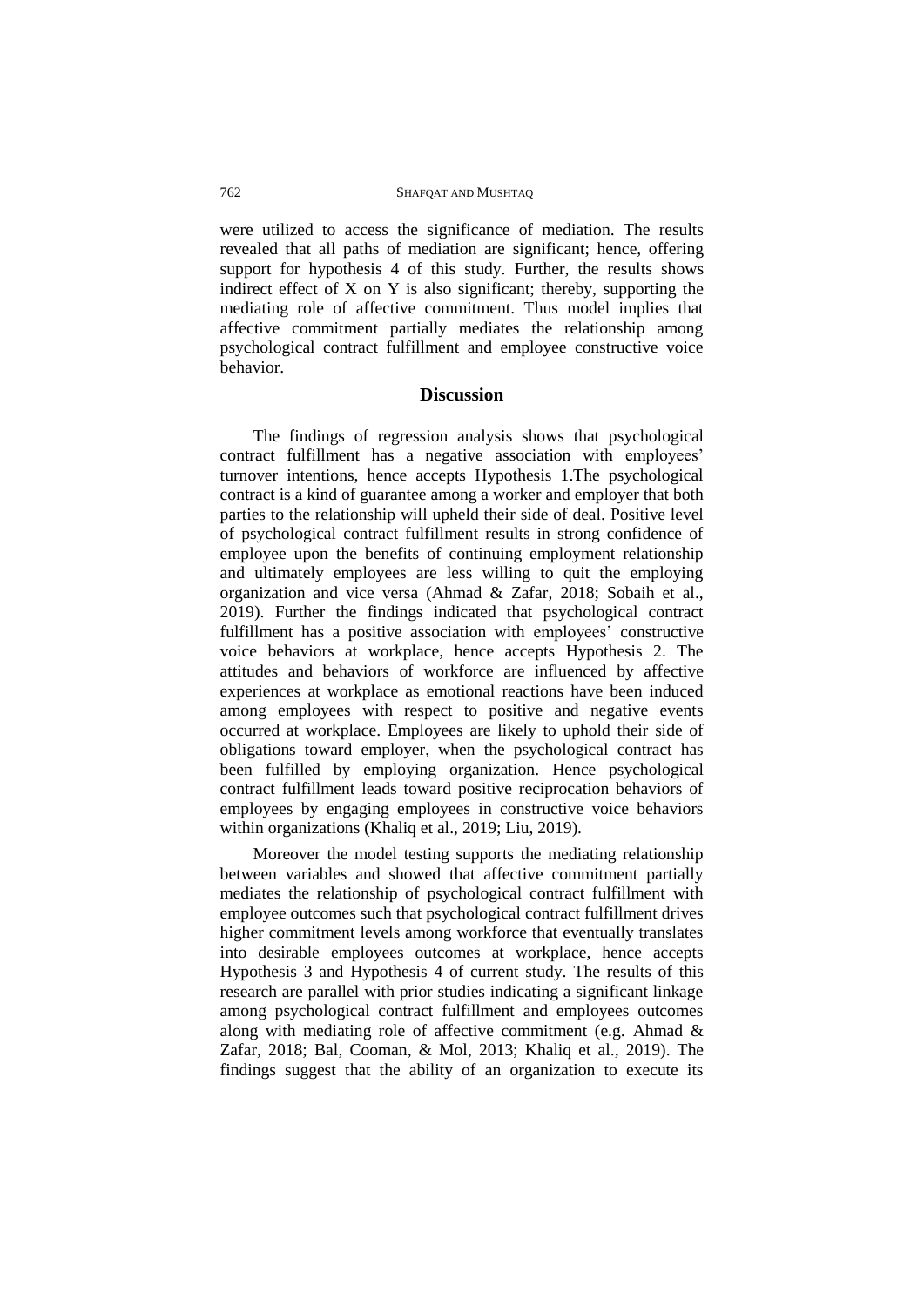were utilized to access the significance of mediation. The results revealed that all paths of mediation are significant; hence, offering support for hypothesis 4 of this study. Further, the results shows indirect effect of X on Y is also significant; thereby, supporting the mediating role of affective commitment. Thus model implies that affective commitment partially mediates the relationship among psychological contract fulfillment and employee constructive voice behavior.

## Discussion

The findings of regression analysis shows that psychological contract fulfillment has a negative association with employees' turnover intentions, hence accepts Hypothesis 1.The psychological contract is a kind of guarantee among a worker and employer that both parties to the relationship will upheld their side of deal. Positive level of psychological contract fulfillment results in strong confidence of employee upon the benefits of continuing employment relationship and ultimately employees are less willing to quit the employing organization and vice versa (Ahmad & Zafar, 2018; Sobaih et al., 2019). Further the findings indicated that psychological contract fulfillment has a positive association with employees' constructive voice behaviors at workplace, hence accepts Hypothesis 2. The attitudes and behaviors of workforce are influenced by affective experiences at workplace as emotional reactions have been induced among employees with respect to positive and negative events occurred at workplace. Employees are likely to uphold their side of obligations toward employer, when the psychological contract has been fulfilled by employing organization. Hence psychological contract fulfillment leads toward positive reciprocation behaviors of employees by engaging employees in constructive voice behaviors within organizations (Khaliq et al., 2019; Liu, 2019).

Moreover the model testing supports the mediating relationship between variables and showed that affective commitment partially mediates the relationship of psychological contract fulfillment with employee outcomes such that psychological contract fulfillment drives higher commitment levels among workforce that eventually translates into desirable employees outcomes at workplace, hence accepts Hypothesis 3 and Hypothesis 4 of current study. The results of this research are parallel with prior studies indicating a significant linkage among psychological contract fulfillment and employees outcomes along with mediating role of affective commitment (e.g. Ahmad & Zafar, 2018; Bal, Cooman, & Mol, 2013; Khaliq et al., 2019). The findings suggest that the ability of an organization to execute its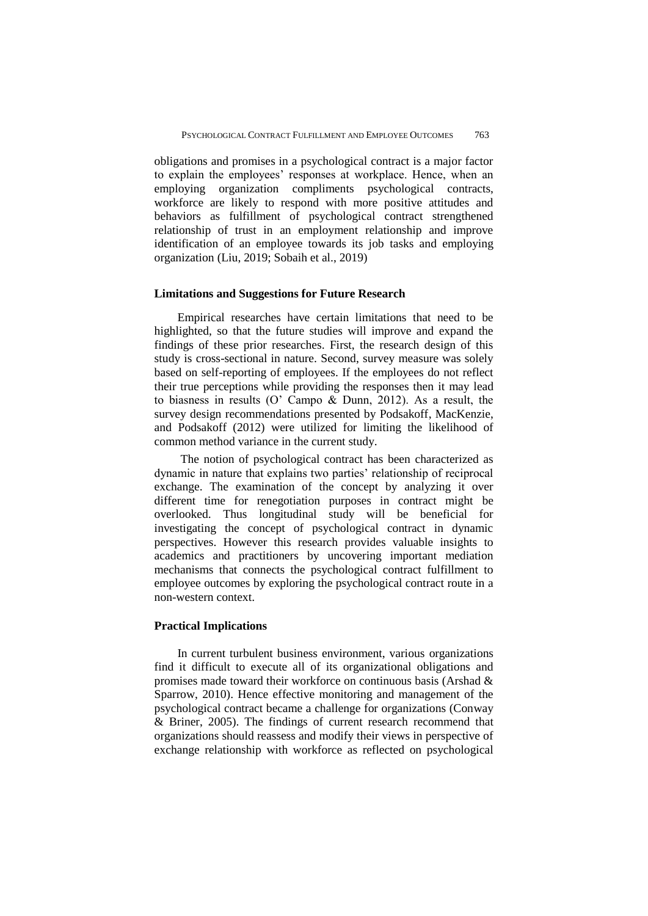obligations and promises in a psychological contract is a major factor to explain the employees' responses at workplace. Hence, when an employing organization compliments psychological contracts, workforce are likely to respond with more positive attitudes and behaviors as fulfillment of psychological contract strengthened relationship of trust in an employment relationship and improve identification of an employee towards its job tasks and employing organization (Liu, 2019; Sobaih et al., 2019)

### Limitations and Suggestions for Future Research

Empirical researches have certain limitations that need to be highlighted, so that the future studies will improve and expand the findings of these prior researches. First, the research design of this study is cross-sectional in nature. Second, survey measure was solely based on self-reporting of employees. If the employees do not reflect their true perceptions while providing the responses then it may lead to biasness in results (O' Campo & Dunn, 2012). As a result, the survey design recommendations presented by Podsakoff, MacKenzie, and Podsakoff (2012) were utilized for limiting the likelihood of common method variance in the current study.

The notion of psychological contract has been characterized as dynamic in nature that explains two parties' relationship of reciprocal exchange. The examination of the concept by analyzing it over different time for renegotiation purposes in contract might be overlooked. Thus longitudinal study will be beneficial for investigating the concept of psychological contract in dynamic perspectives. However this research provides valuable insights to academics and practitioners by uncovering important mediation mechanisms that connects the psychological contract fulfillment to employee outcomes by exploring the psychological contract route in a non-western context.

### Practical Implications

In current turbulent business environment, various organizations find it difficult to execute all of its organizational obligations and promises made toward their workforce on continuous basis (Arshad & Sparrow, 2010). Hence effective monitoring and management of the psychological contract became a challenge for organizations (Conway & Briner, 2005). The findings of current research recommend that organizations should reassess and modify their views in perspective of exchange relationship with workforce as reflected on psychological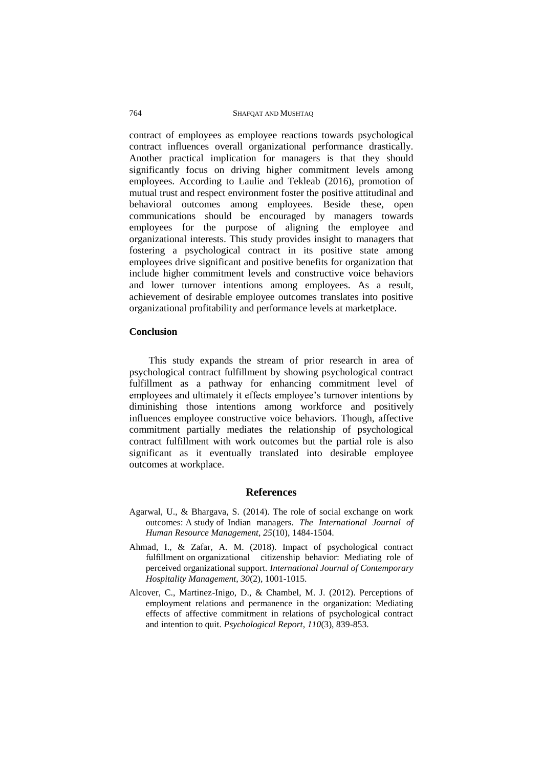contract of employees as employee reactions towards psychological contract influences overall organizational performance drastically. Another practical implication for managers is that they should significantly focus on driving higher commitment levels among employees. According to Laulie and Tekleab (2016), promotion of mutual trust and respect environment foster the positive attitudinal and behavioral outcomes among employees. Beside these, open communications should be encouraged by managers towards employees for the purpose of aligning the employee and organizational interests. This study provides insight to managers that fostering a psychological contract in its positive state among employees drive significant and positive benefits for organization that include higher commitment levels and constructive voice behaviors and lower turnover intentions among employees. As a result, achievement of desirable employee outcomes translates into positive organizational profitability and performance levels at marketplace.

## Conclusion

This study expands the stream of prior research in area of psychological contract fulfillment by showing psychological contract fulfillment as a pathway for enhancing commitment level of employees and ultimately it effects employee's turnover intentions by diminishing those intentions among workforce and positively influences employee constructive voice behaviors. Though, affective commitment partially mediates the relationship of psychological contract fulfillment with work outcomes but the partial role is also significant as it eventually translated into desirable employee outcomes at workplace.

## References

Agarwal, U., & Bhargava, S. (2014). The role of social exchange on work outcomes: A study of Indian managers. *The International Journal of Human Resource Management*, *25*(10), 1484-1504.

Ahmad, I., & Zafar, A. M. (2018). Impact of psychological contract fulfillment on organizational citizenship behavior: Mediating role of perceived organizational support. *International Journal of Contemporary Hospitality Management*, *30*(2), 1001-1015.

Alcover, C., Martinez-Inigo, D., & Chambel, M. J. (2012). Perceptions of employment relations and permanence in the organization: Mediating effects of affective commitment in relations of psychological contract and intention to quit. *Psychological Report*, *110*(3), 839-853.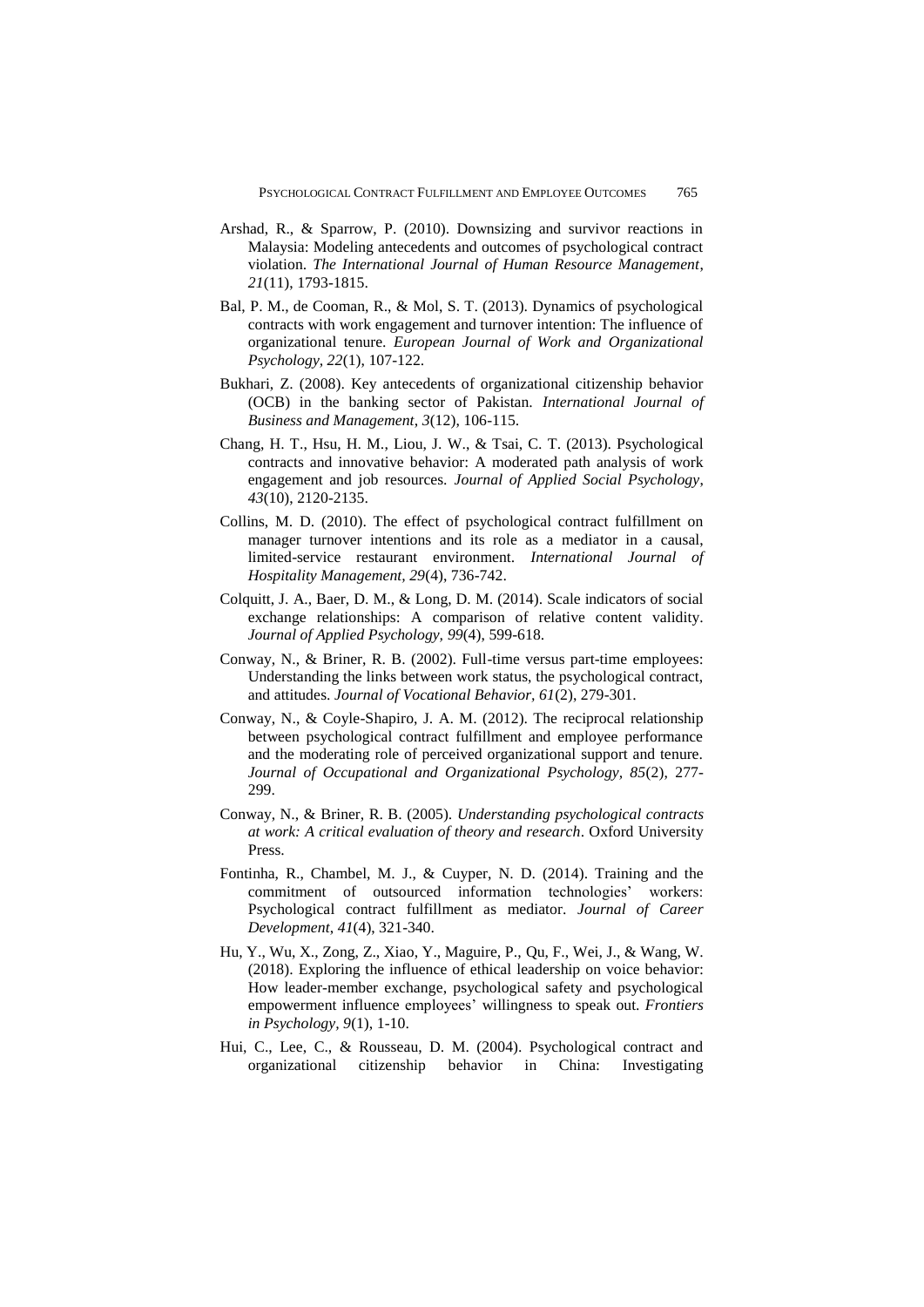Arshad, R., & Sparrow, P. (2010). Downsizing and survivor reactions in Malaysia: Modeling antecedents and outcomes of psychological contract violation. *The International Journal of Human Resource Management*, *21*(11), 1793-1815.

Bal, P. M., de Cooman, R., & Mol, S. T. (2013). Dynamics of psychological contracts with work engagement and turnover intention: The influence of organizational tenure. *European Journal of Work and Organizational Psychology, 22*(1), 107-122.

Bukhari, Z. (2008). Key antecedents of organizational citizenship behavior (OCB) in the banking sector of Pakistan. *International Journal of Business and Management*, *3*(12), 106-115.

Chang, H. T., Hsu, H. M., Liou, J. W., & Tsai, C. T. (2013). Psychological contracts and innovative behavior: A moderated path analysis of work engagement and job resources. *Journal of Applied Social Psychology*, *43*(10), 2120-2135.

Collins, M. D. (2010). The effect of psychological contract fulfillment on manager turnover intentions and its role as a mediator in a causal, limited-service restaurant environment. *International Journal of Hospitality Management, 29*(4), 736-742.

Colquitt, J. A., Baer, D. M., & Long, D. M. (2014). Scale indicators of social exchange relationships: A comparison of relative content validity. *Journal of Applied Psychology, 99*(4), 599-618.

Conway, N., & Briner, R. B. (2002). Full-time versus part-time employees: Understanding the links between work status, the psychological contract, and attitudes. *Journal of Vocational Behavior, 61*(2), 279-301.

Conway, N., & Coyle-Shapiro, J. A. M. (2012). The reciprocal relationship between psychological contract fulfillment and employee performance and the moderating role of perceived organizational support and tenure. *Journal of Occupational and Organizational Psychology, 85*(2), 277-299.

Conway, N., & Briner, R. B. (2005). *Understanding psychological contracts at work: A critical evaluation of theory and research*. Oxford University Press.

Fontinha, R., Chambel, M. J., & Cuyper, N. D. (2014). Training and the commitment of outsourced information technologies' workers: Psychological contract fulfillment as mediator. *Journal of Career Development*, *41*(4), 321-340.

Hu, Y., Wu, X., Zong, Z., Xiao, Y., Maguire, P., Qu, F., Wei, J., & Wang, W. (2018). Exploring the influence of ethical leadership on voice behavior: How leader-member exchange, psychological safety and psychological empowerment influence employees' willingness to speak out. *Frontiers in Psychology, 9*(1), 1-10.

Hui, C., Lee, C., & Rousseau, D. M. (2004). Psychological contract and organizational citizenship behavior in China: Investigating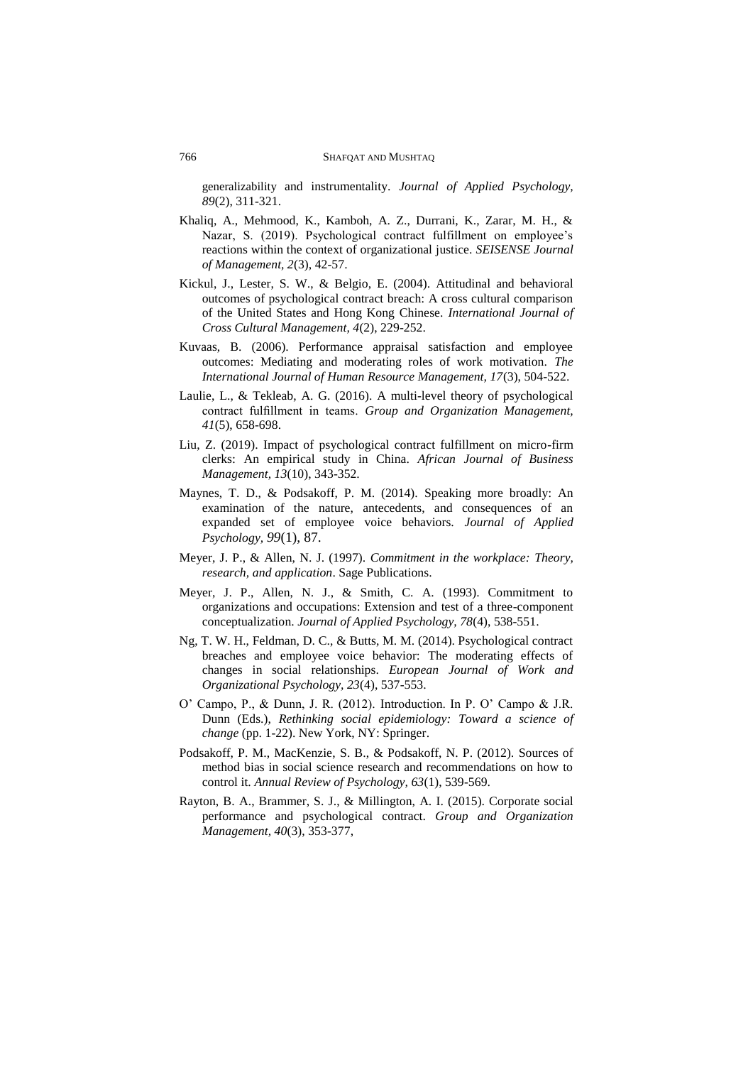generalizability and instrumentality. *Journal of Applied Psychology, 89*(2), 311-321.

Khaliq, A., Mehmood, K., Kamboh, A. Z., Durrani, K., Zarar, M. H., & Nazar, S. (2019). Psychological contract fulfillment on employee's reactions within the context of organizational justice. *SEISENSE Journal of Management, 2*(3), 42-57.

Kickul, J., Lester, S. W., & Belgio, E. (2004). Attitudinal and behavioral outcomes of psychological contract breach: A cross cultural comparison of the United States and Hong Kong Chinese. *International Journal of Cross Cultural Management, 4*(2), 229-252.

Kuvaas, B. (2006). Performance appraisal satisfaction and employee outcomes: Mediating and moderating roles of work motivation. *The International Journal of Human Resource Management, 17*(3), 504-522.

Laulie, L., & Tekleab, A. G. (2016). A multi-level theory of psychological contract fulfillment in teams. *Group and Organization Management, 41*(5), 658-698.

Liu, Z. (2019). Impact of psychological contract fulfillment on micro-firm clerks: An empirical study in China. *African Journal of Business Management, 13*(10), 343-352.

Maynes, T. D., & Podsakoff, P. M. (2014). Speaking more broadly: An examination of the nature, antecedents, and consequences of an expanded set of employee voice behaviors. *Journal of Applied Psychology, 99*(1), 87.

Meyer, J. P., & Allen, N. J. (1997). *Commitment in the workplace: Theory, research, and application*. Sage Publications.

Meyer, J. P., Allen, N. J., & Smith, C. A. (1993). Commitment to organizations and occupations: Extension and test of a three-component conceptualization. *Journal of Applied Psychology, 78*(4), 538-551.

Ng, T. W. H., Feldman, D. C., & Butts, M. M. (2014). Psychological contract breaches and employee voice behavior: The moderating effects of changes in social relationships. *European Journal of Work and Organizational Psychology, 23*(4), 537-553.

O' Campo, P., & Dunn, J. R. (2012). Introduction. In P. O' Campo & J.R. Dunn (Eds.), *Rethinking social epidemiology: Toward a science of change* (pp. 1-22). New York, NY: Springer.

Podsakoff, P. M., MacKenzie, S. B., & Podsakoff, N. P. (2012). Sources of method bias in social science research and recommendations on how to control it. *Annual Review of Psychology, 63*(1), 539-569.

Rayton, B. A., Brammer, S. J., & Millington, A. I. (2015). Corporate social performance and psychological contract. *Group and Organization Management, 40*(3), 353-377,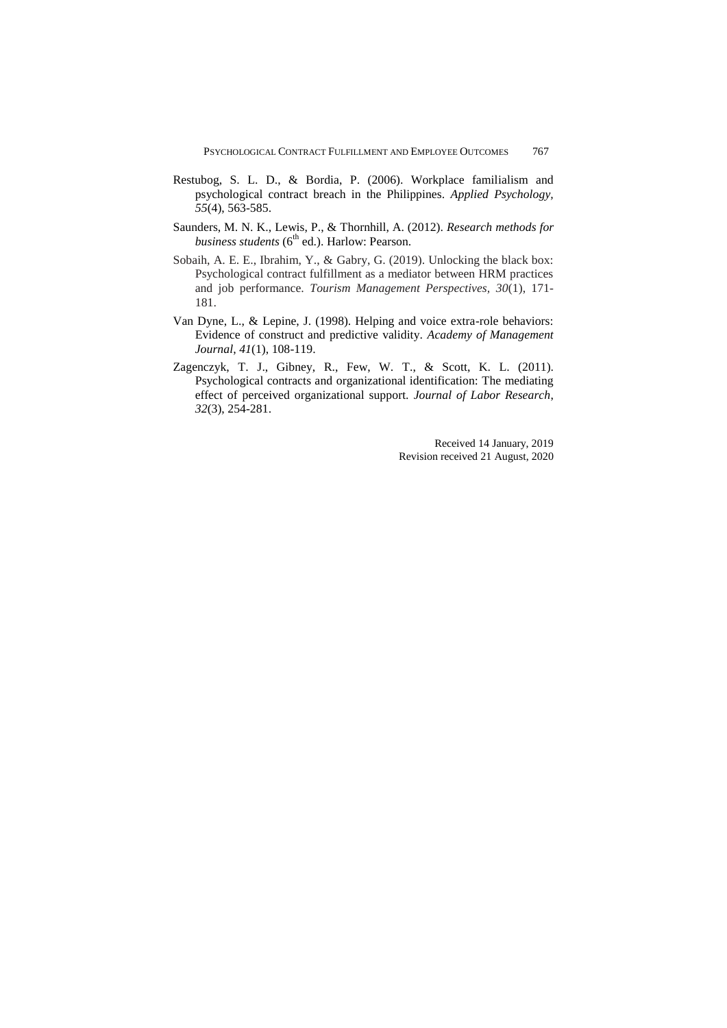Restubog, S. L. D., & Bordia, P. (2006). Workplace familialism and psychological contract breach in the Philippines. *Applied Psychology, 55*(4), 563-585.

Saunders, M. N. K., Lewis, P., & Thornhill, A. (2012). *Research methods for business students* (6th ed.). Harlow: Pearson.

Sobaih, A. E. E., Ibrahim, Y., & Gabry, G. (2019). Unlocking the black box: Psychological contract fulfillment as a mediator between HRM practices and job performance. *Tourism Management Perspectives, 30*(1), 171-181.

Van Dyne, L., & Lepine, J. (1998). Helping and voice extra-role behaviors: Evidence of construct and predictive validity. *Academy of Management Journal, 41*(1), 108-119.

Zagenczyk, T. J., Gibney, R., Few, W. T., & Scott, K. L. (2011). Psychological contracts and organizational identification: The mediating effect of perceived organizational support. *Journal of Labor Research, 32*(3), 254-281.

Received 14 January, 2019
Revision received 21 August, 2020